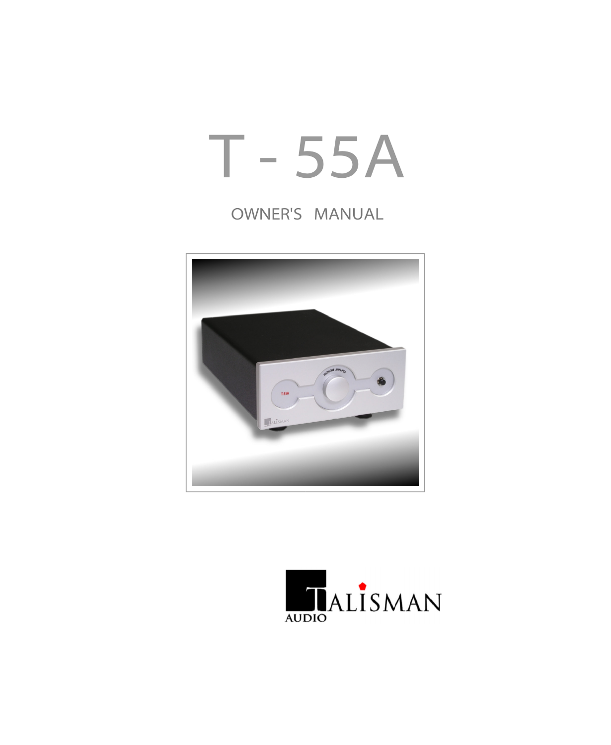# T - 55A

OWNER'S MANUAL

TALISMAN AUDIO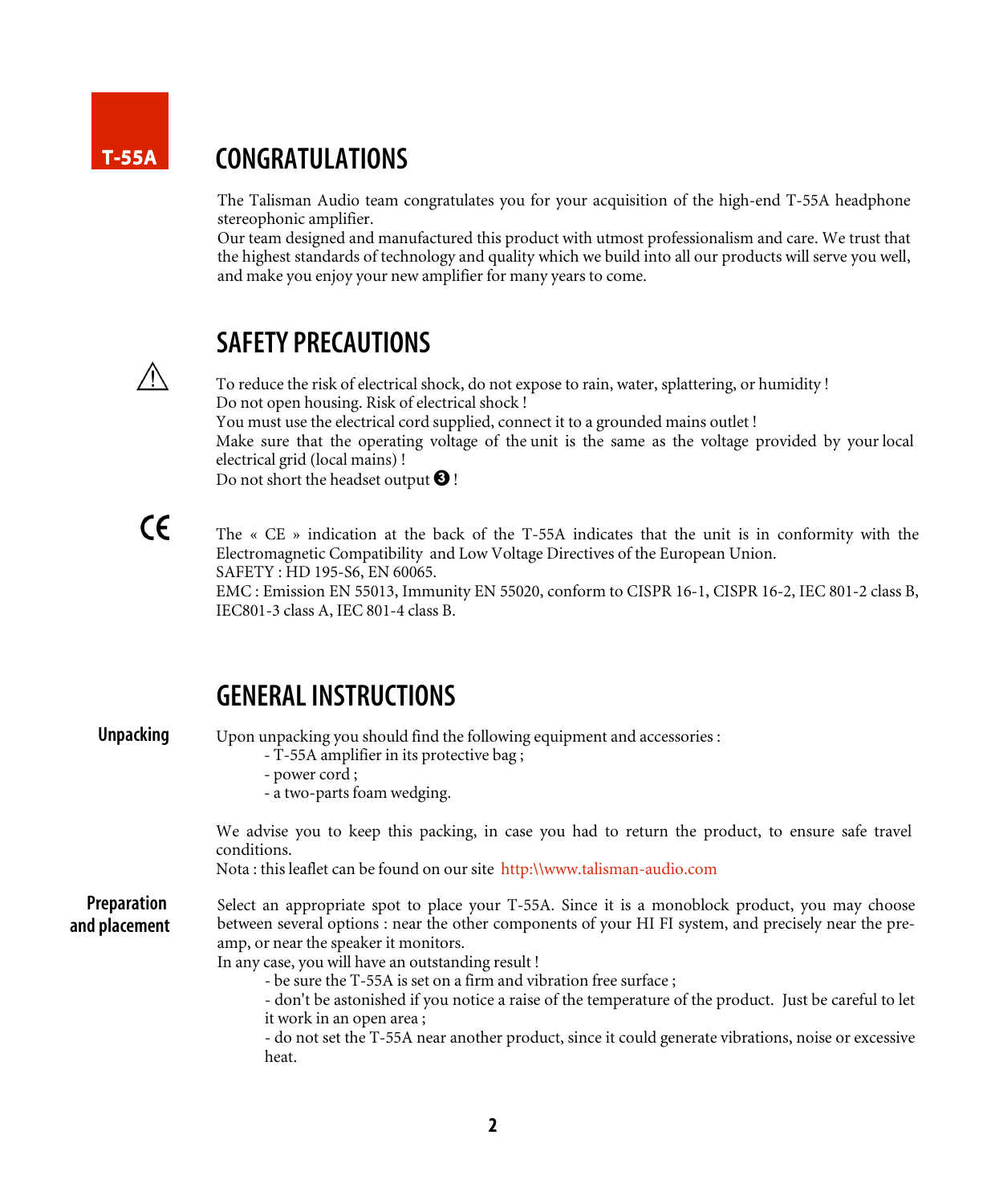T-55A

# CONGRATULATIONS

The Talisman Audio team congratulates you for your acquisition of the high-end T-55A headphone stereophonic amplifier.
Our team designed and manufactured this product with utmost professionalism and care. We trust that the highest standards of technology and quality which we build into all our products will serve you well, and make you enjoy your new amplifier for many years to come.

# SAFETY PRECAUTIONS

⚠

To reduce the risk of electrical shock, do not expose to rain, water, splattering, or humidity !
Do not open housing. Risk of electrical shock !
You must use the electrical cord supplied, connect it to a grounded mains outlet !
Make sure that the operating voltage of the unit is the same as the voltage provided by your local electrical grid (local mains) !
Do not short the headset output ❸ !

CE

The « CE » indication at the back of the T-55A indicates that the unit is in conformity with the Electromagnetic Compatibility and Low Voltage Directives of the European Union.
SAFETY : HD 195-S6, EN 60065.
EMC : Emission EN 55013, Immunity EN 55020, conform to CISPR 16-1, CISPR 16-2, IEC 801-2 class B, IEC801-3 class A, IEC 801-4 class B.

# GENERAL INSTRUCTIONS

**Unpacking**

Upon unpacking you should find the following equipment and accessories :
- T-55A amplifier in its protective bag ;
- power cord ;
- a two-parts foam wedging.

We advise you to keep this packing, in case you had to return the product, to ensure safe travel conditions.
Nota : this leaflet can be found on our site http:\\www.talisman-audio.com

**Preparation and placement**

Select an appropriate spot to place your T-55A. Since it is a monoblock product, you may choose between several options : near the other components of your HI FI system, and precisely near the pre-amp, or near the speaker it monitors.
In any case, you will have an outstanding result !
- be sure the T-55A is set on a firm and vibration free surface ;
- don't be astonished if you notice a raise of the temperature of the product. Just be careful to let it work in an open area ;
- do not set the T-55A near another product, since it could generate vibrations, noise or excessive heat.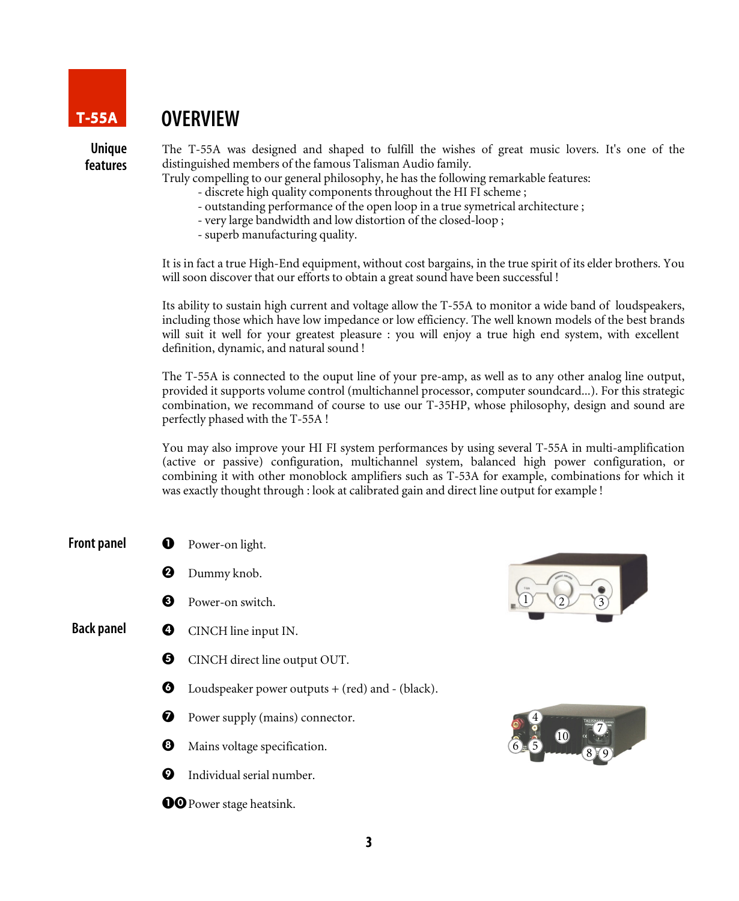T-55A

# OVERVIEW

**Unique features**

The T-55A was designed and shaped to fulfill the wishes of great music lovers. It's one of the distinguished members of the famous Talisman Audio family.
Truly compelling to our general philosophy, he has the following remarkable features:

- discrete high quality components throughout the HI FI scheme ;
- outstanding performance of the open loop in a true symetrical architecture ;
- very large bandwidth and low distortion of the closed-loop ;
- superb manufacturing quality.

It is in fact a true High-End equipment, without cost bargains, in the true spirit of its elder brothers. You will soon discover that our efforts to obtain a great sound have been successful !

Its ability to sustain high current and voltage allow the T-55A to monitor a wide band of loudspeakers, including those which have low impedance or low efficiency. The well known models of the best brands will suit it well for your greatest pleasure : you will enjoy a true high end system, with excellent definition, dynamic, and natural sound !

The T-55A is connected to the ouput line of your pre-amp, as well as to any other analog line output, provided it supports volume control (multichannel processor, computer soundcard...). For this strategic combination, we recommand of course to use our T-35HP, whose philosophy, design and sound are perfectly phased with the T-55A !

You may also improve your HI FI system performances by using several T-55A in multi-amplification (active or passive) configuration, multichannel system, balanced high power configuration, or combining it with other monoblock amplifiers such as T-53A for example, combinations for which it was exactly thought through : look at calibrated gain and direct line output for example !

**Front panel**

1. Power-on light.
2. Dummy knob.
3. Power-on switch.

**Back panel**

4. CINCH line input IN.
5. CINCH direct line output OUT.
6. Loudspeaker power outputs + (red) and - (black).
7. Power supply (mains) connector.
8. Mains voltage specification.
9. Individual serial number.
10. Power stage heatsink.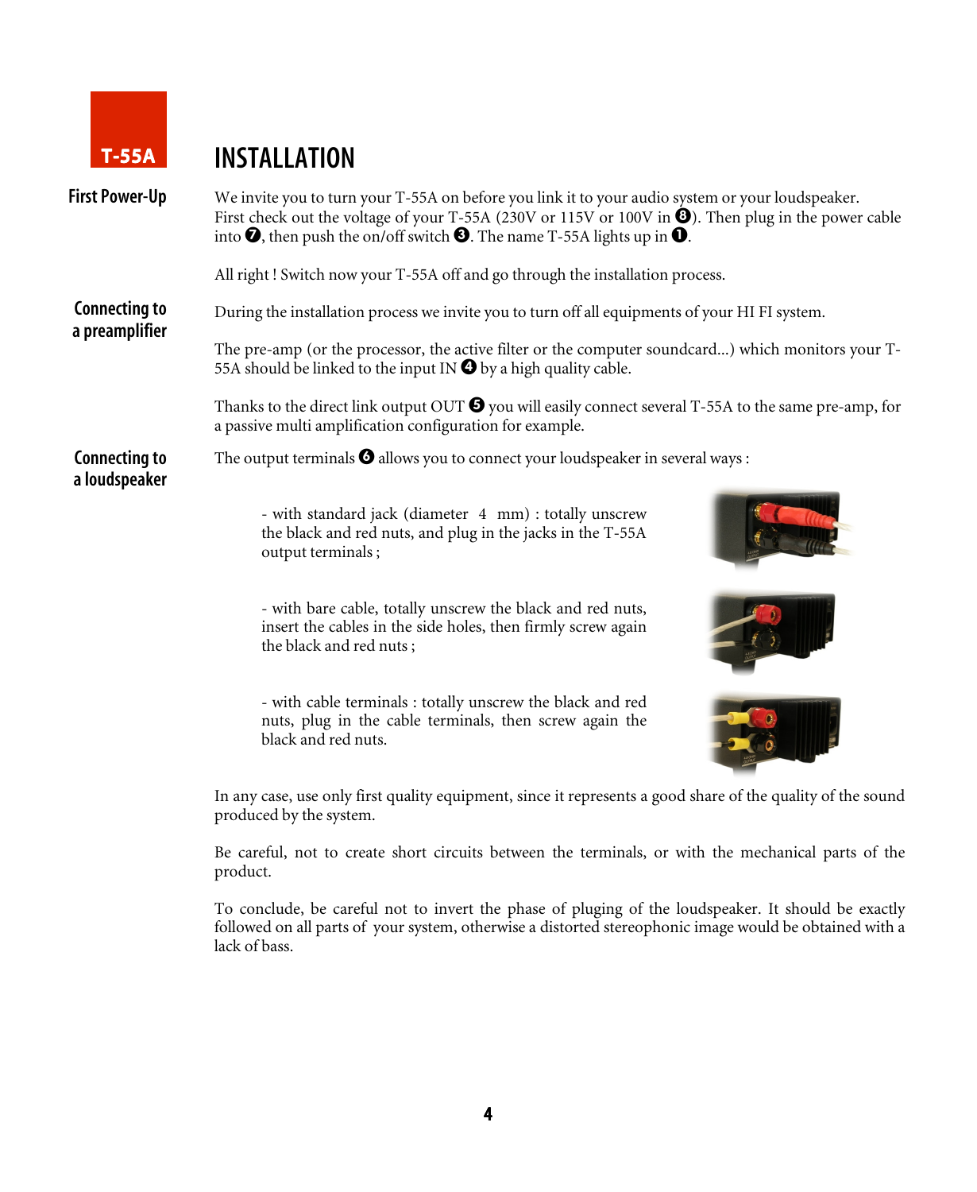T-55A

# INSTALLATION

## First Power-Up

We invite you to turn your T-55A on before you link it to your audio system or your loudspeaker. First check out the voltage of your T-55A (230V or 115V or 100V in ❽). Then plug in the power cable into ❼, then push the on/off switch ❸. The name T-55A lights up in ❶.

All right ! Switch now your T-55A off and go through the installation process.

## Connecting to a preamplifier

During the installation process we invite you to turn off all equipments of your HI FI system.

The pre-amp (or the processor, the active filter or the computer soundcard...) which monitors your T-55A should be linked to the input IN ❹ by a high quality cable.

Thanks to the direct link output OUT ❺ you will easily connect several T-55A to the same pre-amp, for a passive multi amplification configuration for example.

## Connecting to a loudspeaker

The output terminals ❻ allows you to connect your loudspeaker in several ways :

- with standard jack (diameter 4 mm) : totally unscrew the black and red nuts, and plug in the jacks in the T-55A output terminals ;

- with bare cable, totally unscrew the black and red nuts, insert the cables in the side holes, then firmly screw again the black and red nuts ;

- with cable terminals : totally unscrew the black and red nuts, plug in the cable terminals, then screw again the black and red nuts.

In any case, use only first quality equipment, since it represents a good share of the quality of the sound produced by the system.

Be careful, not to create short circuits between the terminals, or with the mechanical parts of the product.

To conclude, be careful not to invert the phase of pluging of the loudspeaker. It should be exactly followed on all parts of your system, otherwise a distorted stereophonic image would be obtained with a lack of bass.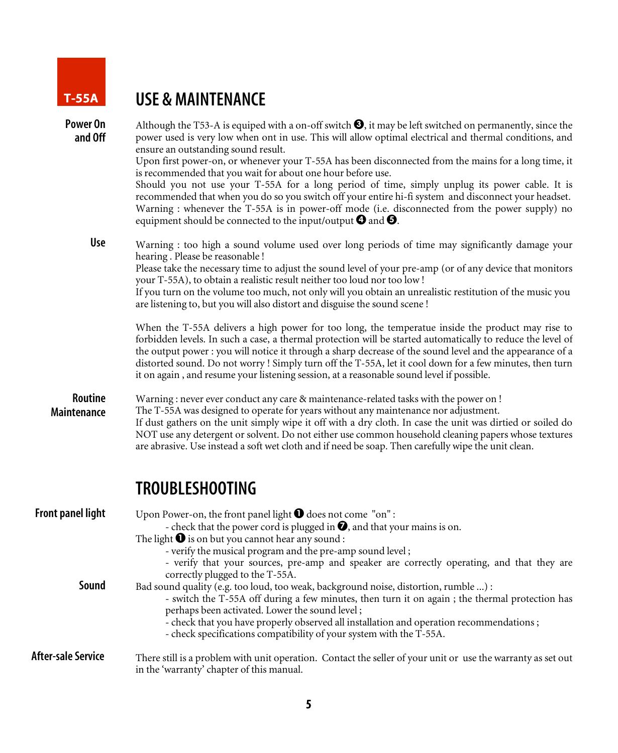T-55A

# USE & MAINTENANCE

**Power On and Off**

Although the T53-A is equiped with a on-off switch ❸, it may be left switched on permanently, since the power used is very low when ont in use. This will allow optimal electrical and thermal conditions, and ensure an outstanding sound result.
Upon first power-on, or whenever your T-55A has been disconnected from the mains for a long time, it is recommended that you wait for about one hour before use.
Should you not use your T-55A for a long period of time, simply unplug its power cable. It is recommended that when you do so you switch off your entire hi-fi system and disconnect your headset.
Warning : whenever the T-55A is in power-off mode (i.e. disconnected from the power supply) no equipment should be connected to the input/output ❹ and ❺.

**Use**

Warning : too high a sound volume used over long periods of time may significantly damage your hearing . Please be reasonable !
Please take the necessary time to adjust the sound level of your pre-amp (or of any device that monitors your T-55A), to obtain a realistic result neither too loud nor too low !
If you turn on the volume too much, not only will you obtain an unrealistic restitution of the music you are listening to, but you will also distort and disguise the sound scene !

When the T-55A delivers a high power for too long, the temperatue inside the product may rise to forbidden levels. In such a case, a thermal protection will be started automatically to reduce the level of the output power : you will notice it through a sharp decrease of the sound level and the appearance of a distorted sound. Do not worry ! Simply turn off the T-55A, let it cool down for a few minutes, then turn it on again , and resume your listening session, at a reasonable sound level if possible.

**Routine Maintenance**

Warning : never ever conduct any care & maintenance-related tasks with the power on !
The T-55A was designed to operate for years without any maintenance nor adjustment.
If dust gathers on the unit simply wipe it off with a dry cloth. In case the unit was dirtied or soiled do NOT use any detergent or solvent. Do not either use common household cleaning papers whose textures are abrasive. Use instead a soft wet cloth and if need be soap. Then carefully wipe the unit clean.

# TROUBLESHOOTING

**Front panel light**

Upon Power-on, the front panel light ❶ does not come "on" :
- check that the power cord is plugged in ❼, and that your mains is on.

The light ❶ is on but you cannot hear any sound :
- verify the musical program and the pre-amp sound level ;
- verify that your sources, pre-amp and speaker are correctly operating, and that they are correctly plugged to the T-55A.

**Sound**

Bad sound quality (e.g. too loud, too weak, background noise, distortion, rumble ...) :
- switch the T-55A off during a few minutes, then turn it on again ; the thermal protection has perhaps been activated. Lower the sound level ;
- check that you have properly observed all installation and operation recommendations ;
- check specifications compatibility of your system with the T-55A.

**After-sale Service**

There still is a problem with unit operation. Contact the seller of your unit or use the warranty as set out in the 'warranty' chapter of this manual.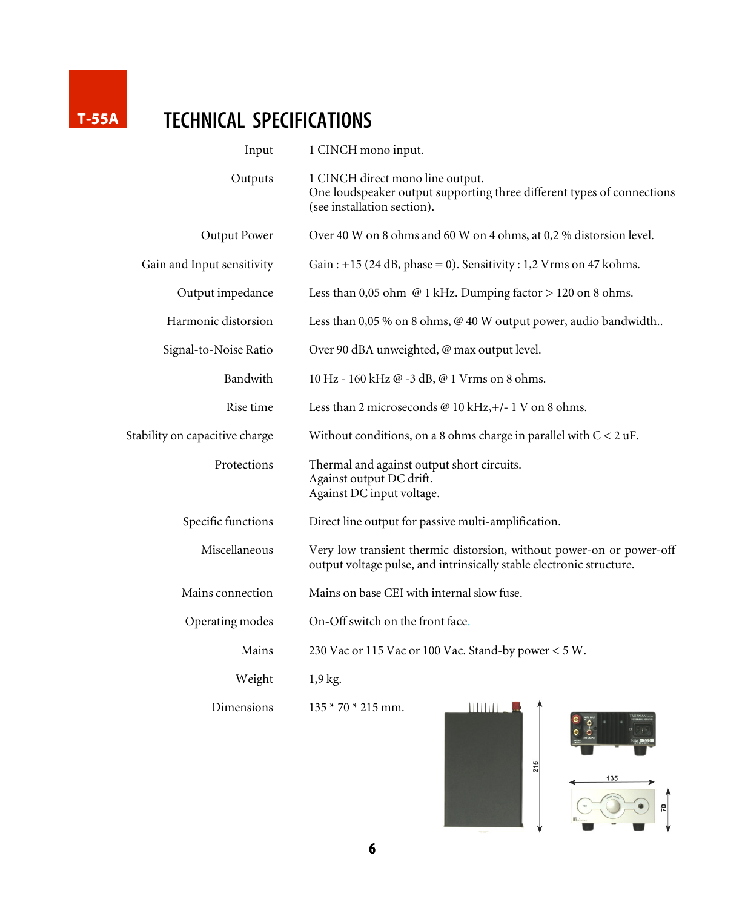T-55A

# TECHNICAL SPECIFICATIONS

| | |
|---|---|
| Input | 1 CINCH mono input. |
| Outputs | 1 CINCH direct mono line output.<br>One loudspeaker output supporting three different types of connections (see installation section). |
| Output Power | Over 40 W on 8 ohms and 60 W on 4 ohms, at 0,2 % distorsion level. |
| Gain and Input sensitivity | Gain : +15 (24 dB, phase = 0). Sensitivity : 1,2 Vrms on 47 kohms. |
| Output impedance | Less than 0,05 ohm @ 1 kHz. Dumping factor > 120 on 8 ohms. |
| Harmonic distortion | Less than 0,05 % on 8 ohms, @ 40 W output power, audio bandwidth.. |
| Signal-to-Noise Ratio | Over 90 dBA unweighted, @ max output level. |
| Bandwith | 10 Hz - 160 kHz @ -3 dB, @ 1 Vrms on 8 ohms. |
| Rise time | Less than 2 microseconds @ 10 kHz,+/- 1 V on 8 ohms. |
| Stability on capacitive charge | Without conditions, on a 8 ohms charge in parallel with C < 2 uF. |
| Protections | Thermal and against output short circuits.<br>Against output DC drift.<br>Against DC input voltage. |
| Specific functions | Direct line output for passive multi-amplification. |
| Miscellaneous | Very low transient thermic distorsion, without power-on or power-off output voltage pulse, and intrinsically stable electronic structure. |
| Mains connection | Mains on base CEI with internal slow fuse. |
| Operating modes | On-Off switch on the front face. |
| Mains | 230 Vac or 115 Vac or 100 Vac. Stand-by power < 5 W. |
| Weight | 1,9 kg. |
| Dimensions | 135 * 70 * 215 mm. |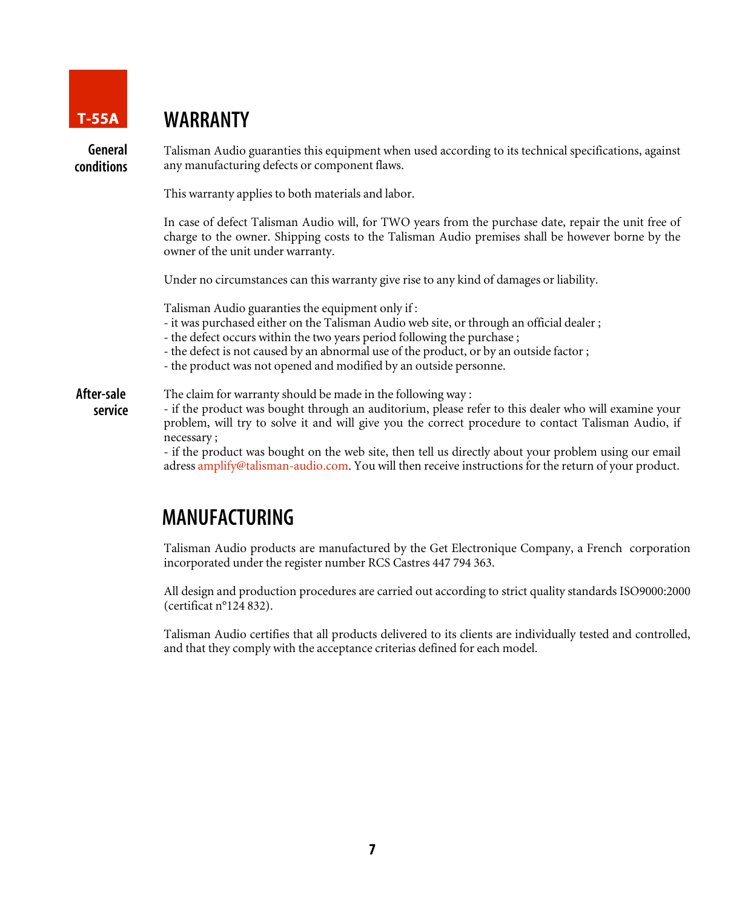T-55A

# WARRANTY

**General conditions**

Talisman Audio guaranties this equipment when used according to its technical specifications, against any manufacturing defects or component flaws.

This warranty applies to both materials and labor.

In case of defect Talisman Audio will, for TWO years from the purchase date, repair the unit free of charge to the owner. Shipping costs to the Talisman Audio premises shall be however borne by the owner of the unit under warranty.

Under no circumstances can this warranty give rise to any kind of damages or liability.

Talisman Audio guaranties the equipment only if :
- it was purchased either on the Talisman Audio web site, or through an official dealer ;
- the defect occurs within the two years period following the purchase ;
- the defect is not caused by an abnormal use of the product, or by an outside factor ;
- the product was not opened and modified by an outside personne.

**After-sale service**

The claim for warranty should be made in the following way :
- if the product was bought through an auditorium, please refer to this dealer who will examine your problem, will try to solve it and will give you the correct procedure to contact Talisman Audio, if necessary ;
- if the product was bought on the web site, then tell us directly about your problem using our email adress amplify@talisman-audio.com. You will then receive instructions for the return of your product.

# MANUFACTURING

Talisman Audio products are manufactured by the Get Electronique Company, a French corporation incorporated under the register number RCS Castres 447 794 363.

All design and production procedures are carried out according to strict quality standards ISO9000:2000 (certificat n°124 832).

Talisman Audio certifies that all products delivered to its clients are individually tested and controlled, and that they comply with the acceptance criterias defined for each model.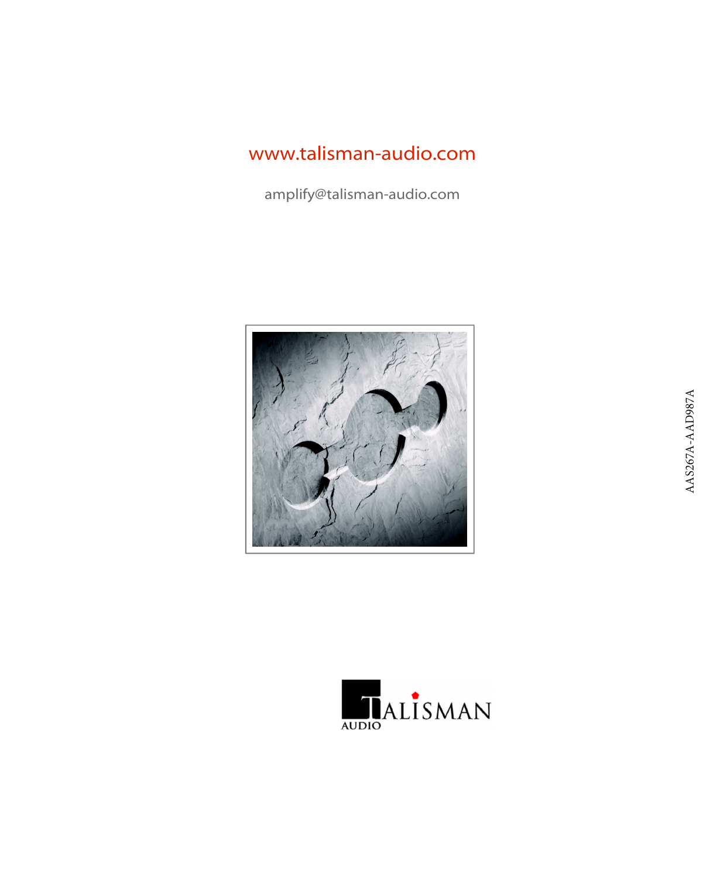www.talisman-audio.com

amplify@talisman-audio.com

AAS267A-AAD987A

TALISMAN AUDIO